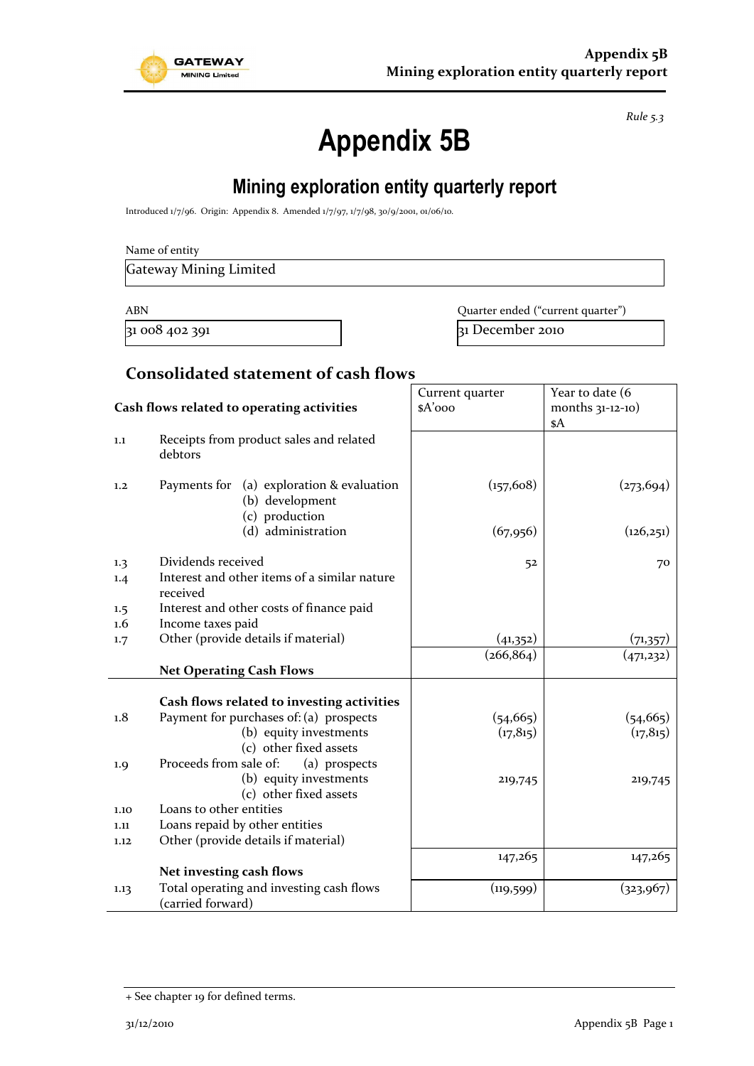*Rule 5.3*

# Appendix 5B

## Mining exploration entity quarterly report

Introduced 1/7/96. Origin: Appendix 8. Amended 1/7/97, 1/7/98, 30/9/2001, 01/06/10.

Name of entity

Gateway Mining Limited

| ABN | Quarter ended ("current quarter") |
|---|---|
| 31 008 402 391 | 31 December 2010 |

### Consolidated statement of cash flows

| | Cash flows related to operating activities | Current quarter $A'000 | Year to date (6 months 31-12-10) $A |
|---|---|---|---|
| 1.1 | Receipts from product sales and related debtors | | |
| 1.2 | Payments for (a) exploration & evaluation | (157,608) | (273,694) |
| | (b) development | | |
| | (c) production | | |
| | (d) administration | (67,956) | (126,251) |
| 1.3 | Dividends received | 52 | 70 |
| 1.4 | Interest and other items of a similar nature received | | |
| 1.5 | Interest and other costs of finance paid | | |
| 1.6 | Income taxes paid | | |
| 1.7 | Other (provide details if material) | (41,352) | (71,357) |
| | **Net Operating Cash Flows** | (266,864) | (471,232) |
| | **Cash flows related to investing activities** | | |
| 1.8 | Payment for purchases of: (a) prospects | (54,665) | (54,665) |
| | (b) equity investments | (17,815) | (17,815) |
| | (c) other fixed assets | | |
| 1.9 | Proceeds from sale of: (a) prospects | | |
| | (b) equity investments | 219,745 | 219,745 |
| | (c) other fixed assets | | |
| 1.10 | Loans to other entities | | |
| 1.11 | Loans repaid by other entities | | |
| 1.12 | Other (provide details if material) | | |
| | **Net investing cash flows** | 147,265 | 147,265 |
| 1.13 | Total operating and investing cash flows (carried forward) | (119,599) | (323,967) |

+ See chapter 19 for defined terms.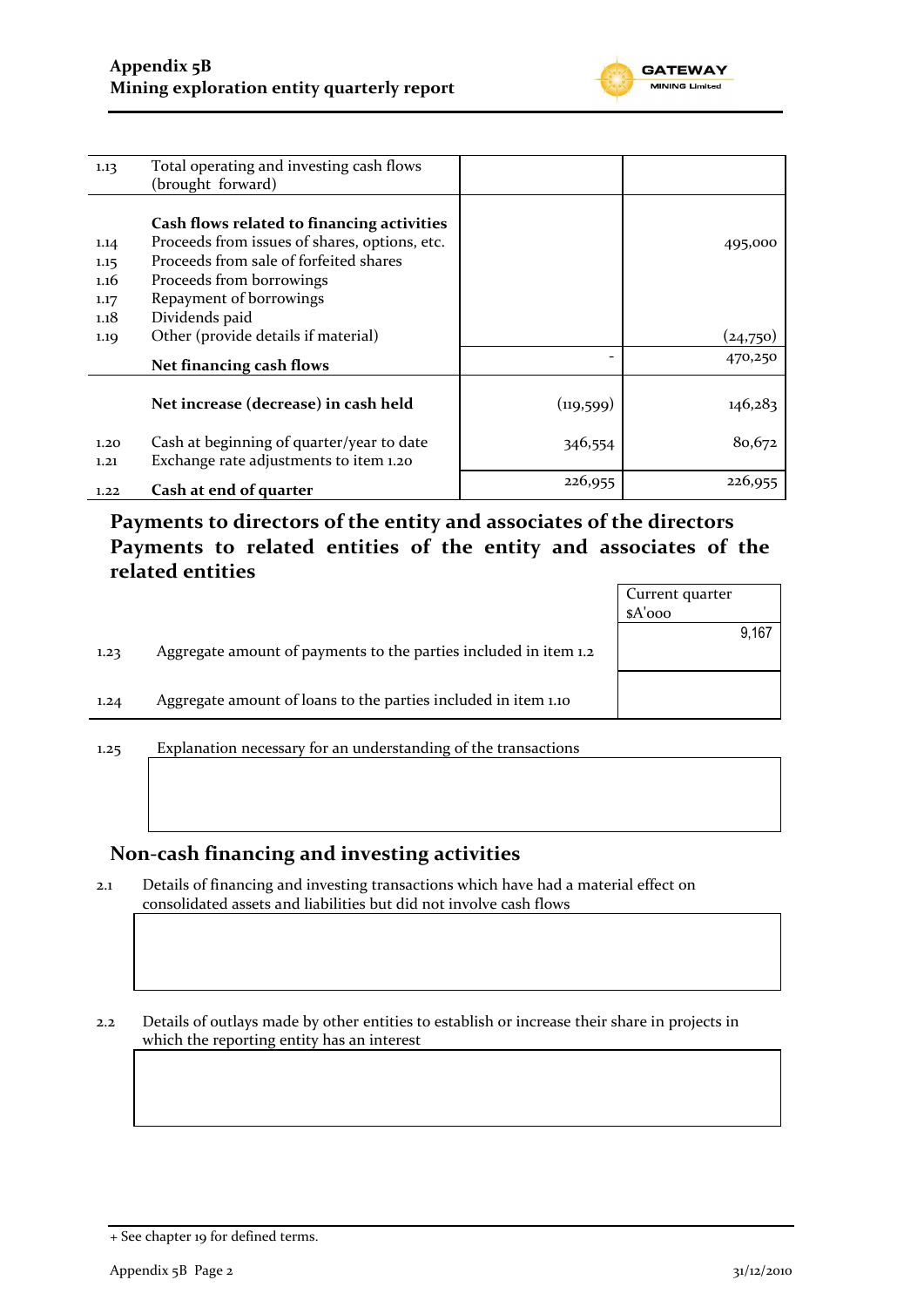| | | | |
|---|---|---|---|
| 1.13 | Total operating and investing cash flows (brought forward) | | |
| | **Cash flows related to financing activities** | | |
| 1.14 | Proceeds from issues of shares, options, etc. | | 495,000 |
| 1.15 | Proceeds from sale of forfeited shares | | |
| 1.16 | Proceeds from borrowings | | |
| 1.17 | Repayment of borrowings | | |
| 1.18 | Dividends paid | | |
| 1.19 | Other (provide details if material) | | (24,750) |
| | **Net financing cash flows** | - | 470,250 |
| | **Net increase (decrease) in cash held** | (119,599) | 146,283 |
| 1.20 | Cash at beginning of quarter/year to date | 346,554 | 80,672 |
| 1.21 | Exchange rate adjustments to item 1.20 | | |
| 1.22 | **Cash at end of quarter** | 226,955 | 226,955 |

## Payments to directors of the entity and associates of the directors Payments to related entities of the entity and associates of the related entities

| | | Current quarter $A'000 |
|---|---|---|
| 1.23 | Aggregate amount of payments to the parties included in item 1.2 | 9,167 |
| 1.24 | Aggregate amount of loans to the parties included in item 1.10 | |

1.25 Explanation necessary for an understanding of the transactions

## Non-cash financing and investing activities

2.1 Details of financing and investing transactions which have had a material effect on consolidated assets and liabilities but did not involve cash flows

2.2 Details of outlays made by other entities to establish or increase their share in projects in which the reporting entity has an interest

+ See chapter 19 for defined terms.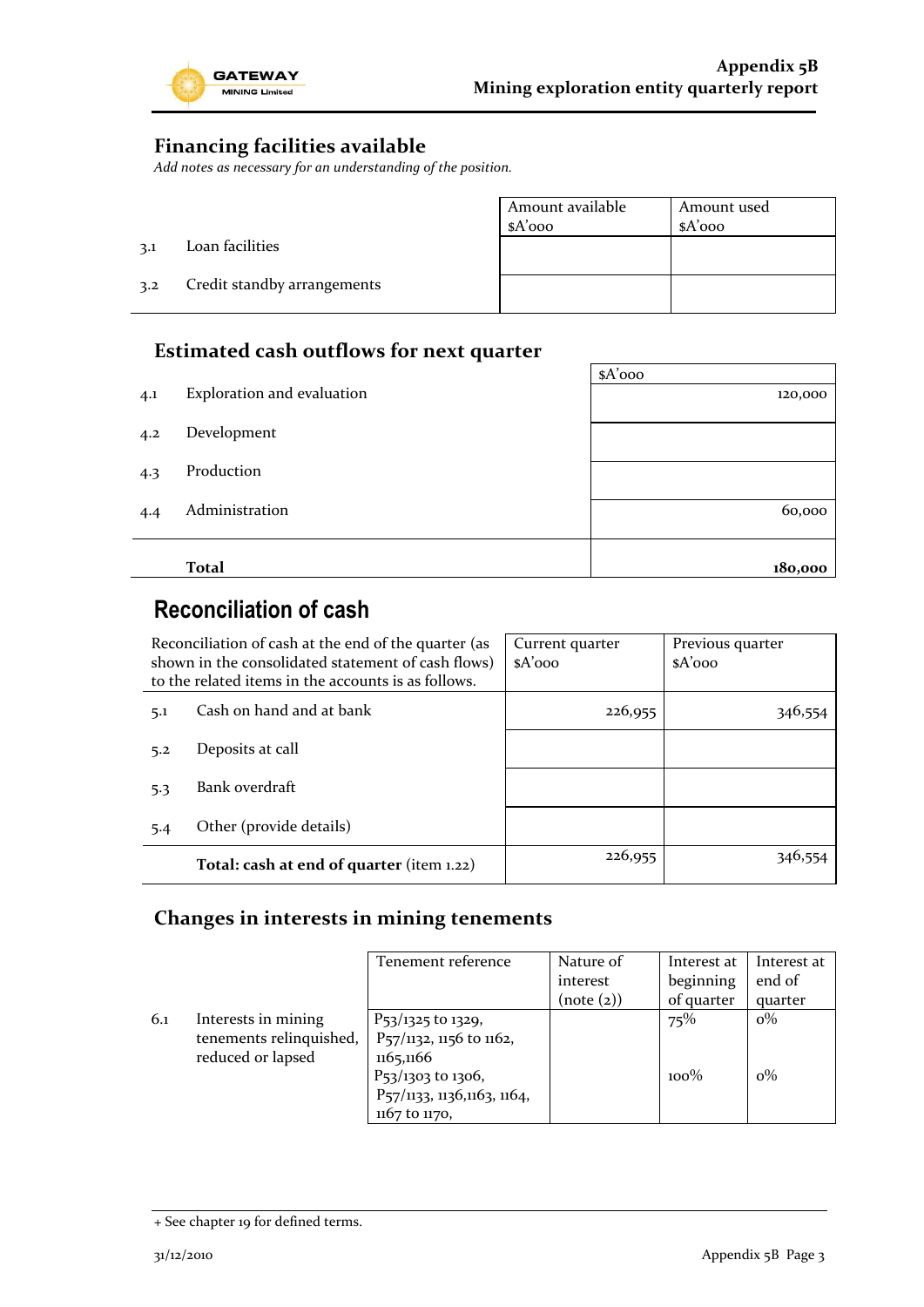## Financing facilities available

*Add notes as necessary for an understanding of the position.*

| | | Amount available $A'000 | Amount used $A'000 |
|---|---|---|---|
| 3.1 | Loan facilities | | |
| 3.2 | Credit standby arrangements | | |

## Estimated cash outflows for next quarter

| | | $A'000 |
|---|---|---|
| 4.1 | Exploration and evaluation | 120,000 |
| 4.2 | Development | |
| 4.3 | Production | |
| 4.4 | Administration | 60,000 |
| | **Total** | **180,000** |

## Reconciliation of cash

| | Reconciliation of cash at the end of the quarter (as shown in the consolidated statement of cash flows) to the related items in the accounts is as follows. | Current quarter $A'000 | Previous quarter $A'000 |
|---|---|---|---|
| 5.1 | Cash on hand and at bank | 226,955 | 346,554 |
| 5.2 | Deposits at call | | |
| 5.3 | Bank overdraft | | |
| 5.4 | Other (provide details) | | |
| | **Total: cash at end of quarter** (item 1.22) | 226,955 | 346,554 |

## Changes in interests in mining tenements

| | | Tenement reference | Nature of interest (note (2)) | Interest at beginning of quarter | Interest at end of quarter |
|---|---|---|---|---|---|
| 6.1 | Interests in mining tenements relinquished, reduced or lapsed | P53/1325 to 1329, P57/1132, 1156 to 1162, 1165,1166 | | 75% | 0% |
| | | P53/1303 to 1306, P57/1133, 1136,1163, 1164, 1167 to 1170, | | 100% | 0% |

+ See chapter 19 for defined terms.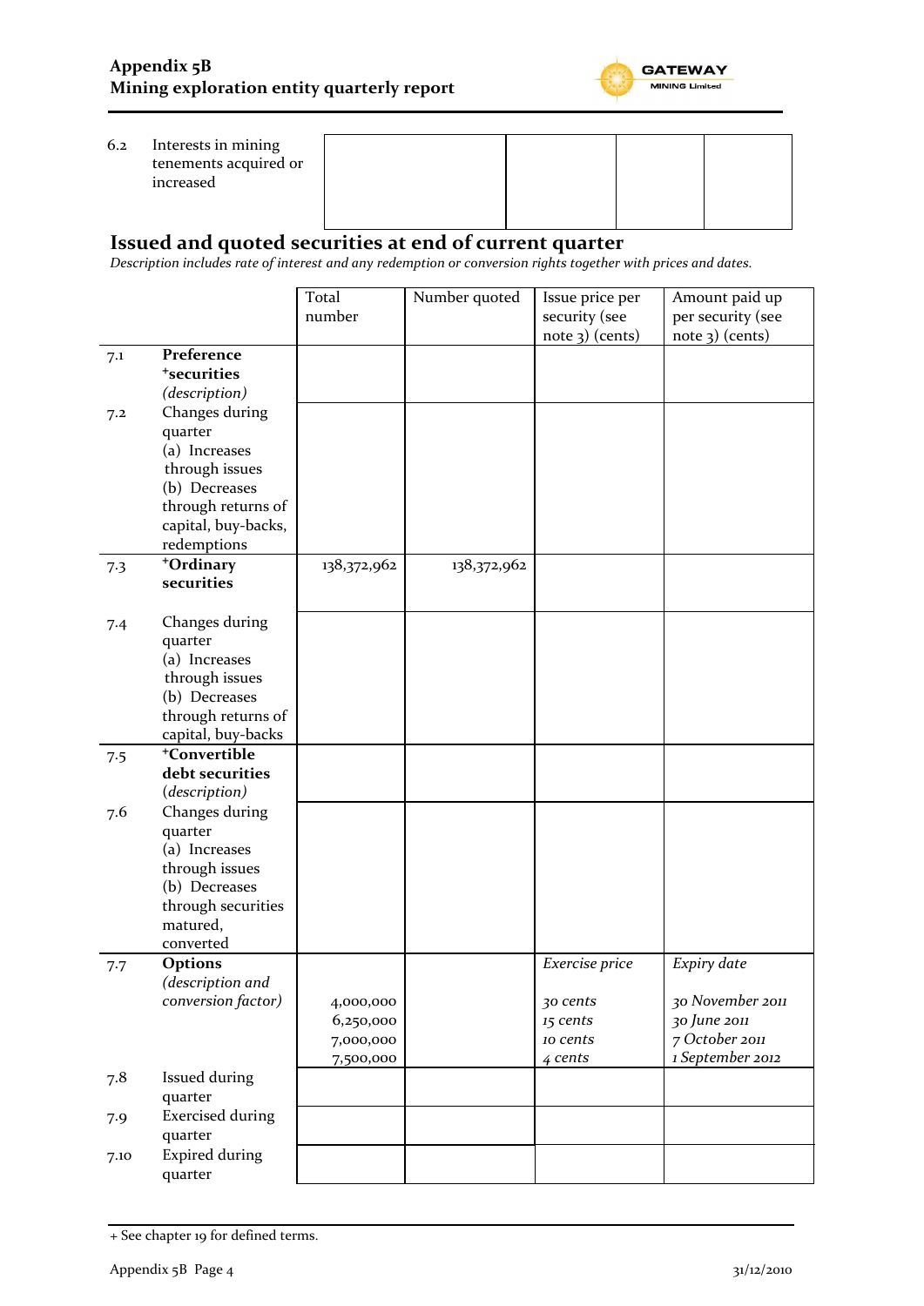| 6.2 | Interests in mining tenements acquired or increased | | | | |
|---|---|---|---|---|---|

## Issued and quoted securities at end of current quarter

*Description includes rate of interest and any redemption or conversion rights together with prices and dates.*

| | | Total number | Number quoted | Issue price per security (see note 3) (cents) | Amount paid up per security (see note 3) (cents) |
|---|---|---|---|---|---|
| 7.1 | **Preference +securities** *(description)* | | | | |
| 7.2 | Changes during quarter (a) Increases through issues (b) Decreases through returns of capital, buy-backs, redemptions | | | | |
| 7.3 | **+Ordinary securities** | 138,372,962 | 138,372,962 | | |
| 7.4 | Changes during quarter (a) Increases through issues (b) Decreases through returns of capital, buy-backs | | | | |
| 7.5 | **+Convertible debt securities** *(description)* | | | | |
| 7.6 | Changes during quarter (a) Increases through issues (b) Decreases through securities matured, converted | | | | |
| 7.7 | **Options** *(description and conversion factor)* | 4,000,000<br>6,250,000<br>7,000,000<br>7,500,000 | | *Exercise price*<br>*30 cents*<br>*15 cents*<br>*10 cents*<br>*4 cents* | *Expiry date*<br>*30 November 2011*<br>*30 June 2011*<br>*7 October 2011*<br>*1 September 2012* |
| 7.8 | Issued during quarter | | | | |
| 7.9 | Exercised during quarter | | | | |
| 7.10 | Expired during quarter | | | | |

+ See chapter 19 for defined terms.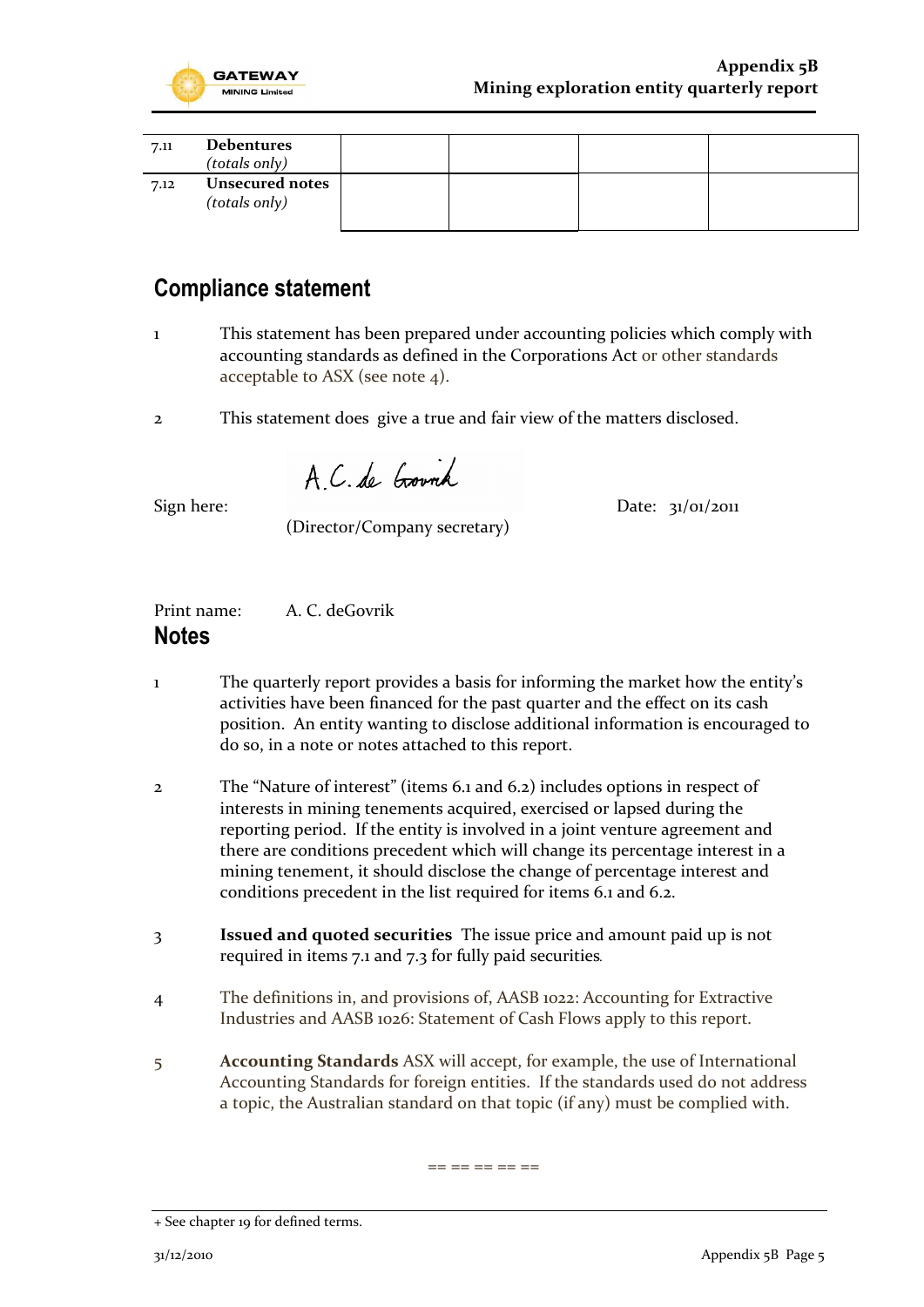| | | | | | |
|---|---|---|---|---|---|
| 7.11 | **Debentures** *(totals only)* | | | | |
| 7.12 | **Unsecured notes** *(totals only)* | | | | |

## Compliance statement

1 This statement has been prepared under accounting policies which comply with accounting standards as defined in the Corporations Act or other standards acceptable to ASX (see note 4).

2 This statement does give a true and fair view of the matters disclosed.

Sign here: A.C. de Govrik (Director/Company secretary) Date: 31/01/2011

Print name: A. C. deGovrik

## Notes

1 The quarterly report provides a basis for informing the market how the entity's activities have been financed for the past quarter and the effect on its cash position. An entity wanting to disclose additional information is encouraged to do so, in a note or notes attached to this report.

2 The "Nature of interest" (items 6.1 and 6.2) includes options in respect of interests in mining tenements acquired, exercised or lapsed during the reporting period. If the entity is involved in a joint venture agreement and there are conditions precedent which will change its percentage interest in a mining tenement, it should disclose the change of percentage interest and conditions precedent in the list required for items 6.1 and 6.2.

3 **Issued and quoted securities** The issue price and amount paid up is not required in items 7.1 and 7.3 for fully paid securities.

4 The definitions in, and provisions of, AASB 1022: Accounting for Extractive Industries and AASB 1026: Statement of Cash Flows apply to this report.

5 **Accounting Standards** ASX will accept, for example, the use of International Accounting Standards for foreign entities. If the standards used do not address a topic, the Australian standard on that topic (if any) must be complied with.

== == == == ==

+ See chapter 19 for defined terms.